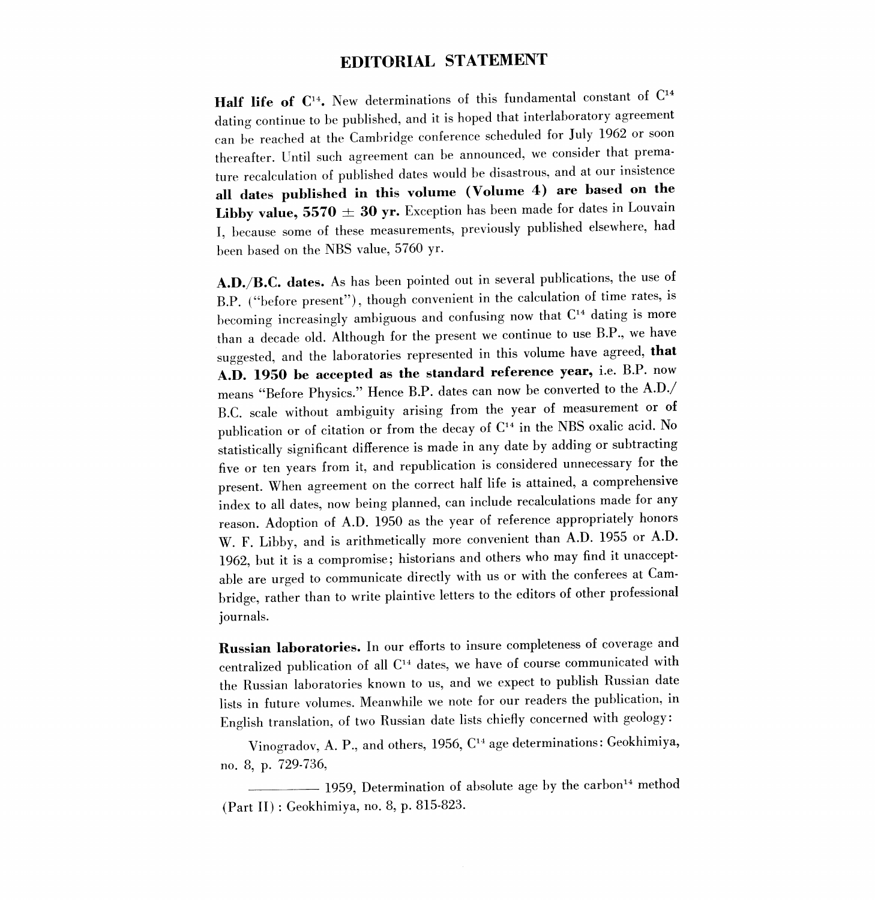# EDITORIAL STATEMENT

**Half life of $C^{14}$.** New determinations of this fundamental constant of $C^{14}$ dating continue to be published, and it is hoped that interlaboratory agreement can be reached at the Cambridge conference scheduled for July 1962 or soon thereafter. Until such agreement can be announced, we consider that premature recalculation of published dates would be disastrous, and at our insistence **all dates published in this volume (Volume 4) are based on the Libby value, 5570 ± 30 yr.** Exception has been made for dates in Louvain I, because some of these measurements, previously published elsewhere, had been based on the NBS value, 5760 yr.

**A.D./B.C. dates.** As has been pointed out in several publications, the use of B.P. ("before present"), though convenient in the calculation of time rates, is becoming increasingly ambiguous and confusing now that $C^{14}$ dating is more than a decade old. Although for the present we continue to use B.P., we have suggested, and the laboratories represented in this volume have agreed, **that A.D. 1950 be accepted as the standard reference year,** i.e. B.P. now means "Before Physics." Hence B.P. dates can now be converted to the A.D./B.C. scale without ambiguity arising from the year of measurement or of publication or of citation or from the decay of $C^{14}$ in the NBS oxalic acid. No statistically significant difference is made in any date by adding or subtracting five or ten years from it, and republication is considered unnecessary for the present. When agreement on the correct half life is attained, a comprehensive index to all dates, now being planned, can include recalculations made for any reason. Adoption of A.D. 1950 as the year of reference appropriately honors W. F. Libby, and is arithmetically more convenient than A.D. 1955 or A.D. 1962, but it is a compromise; historians and others who may find it unacceptable are urged to communicate directly with us or with the conferees at Cambridge, rather than to write plaintive letters to the editors of other professional journals.

**Russian laboratories.** In our efforts to insure completeness of coverage and centralized publication of all $C^{14}$ dates, we have of course communicated with the Russian laboratories known to us, and we expect to publish Russian date lists in future volumes. Meanwhile we note for our readers the publication, in English translation, of two Russian date lists chiefly concerned with geology:

Vinogradov, A. P., and others, 1956, $C^{14}$ age determinations: Geokhimiya, no. 8, p. 729-736,

―――――― 1959, Determination of absolute age by the carbon$^{14}$ method (Part II): Geokhimiya, no. 8, p. 815-823.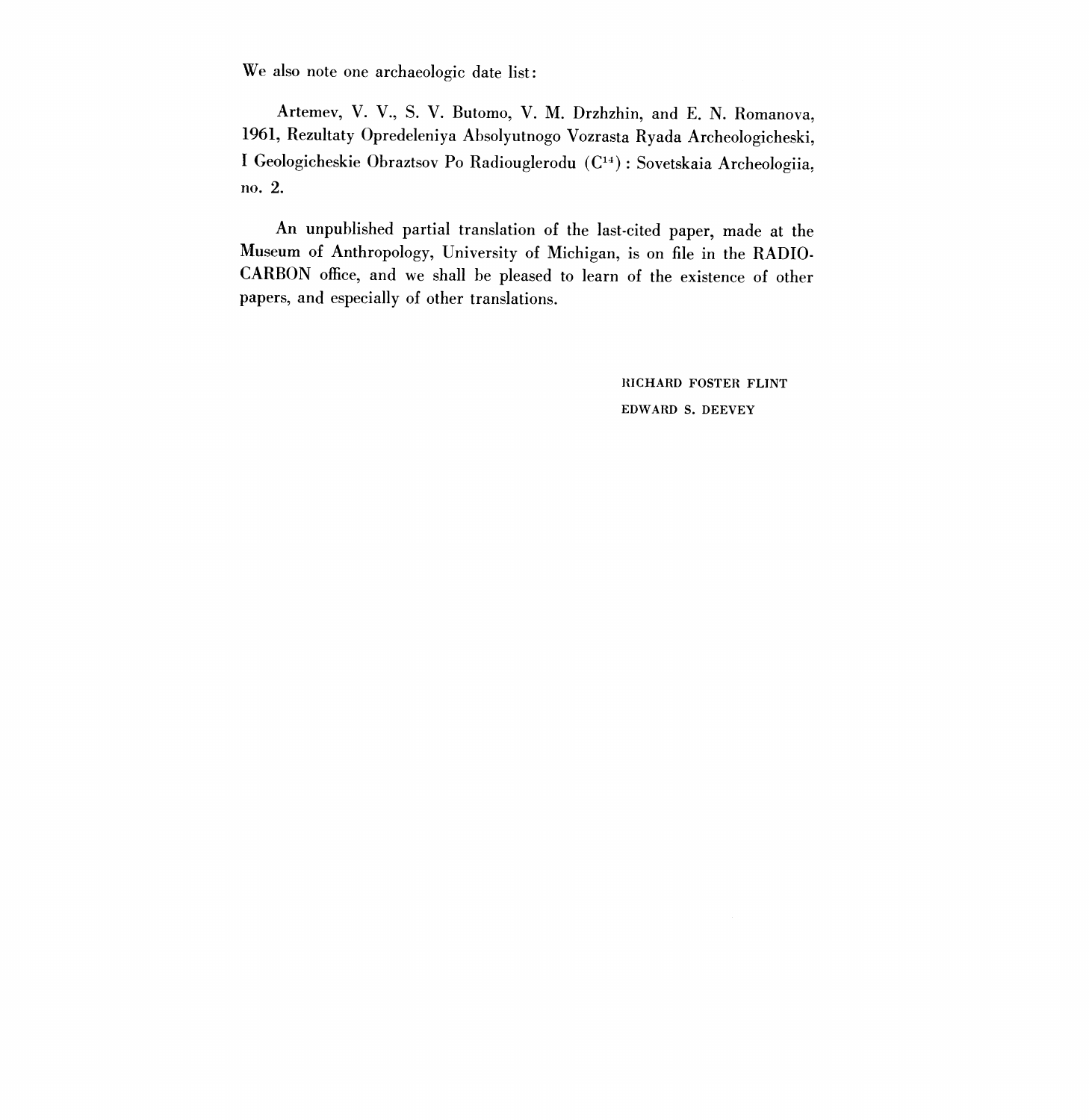We also note one archaeologic date list:

Artemev, V. V., S. V. Butomo, V. M. Drzhzhin, and E. N. Romanova, 1961, Rezultaty Opredeleniya Absolyutnogo Vozrasta Ryada Archeologicheski, I Geologicheskie Obraztsov Po Radiouglerodu ($C^{14}$): Sovetskaia Archeologiia, no. 2.

An unpublished partial translation of the last-cited paper, made at the Museum of Anthropology, University of Michigan, is on file in the RADIOCARBON office, and we shall be pleased to learn of the existence of other papers, and especially of other translations.

RICHARD FOSTER FLINT

EDWARD S. DEEVEY